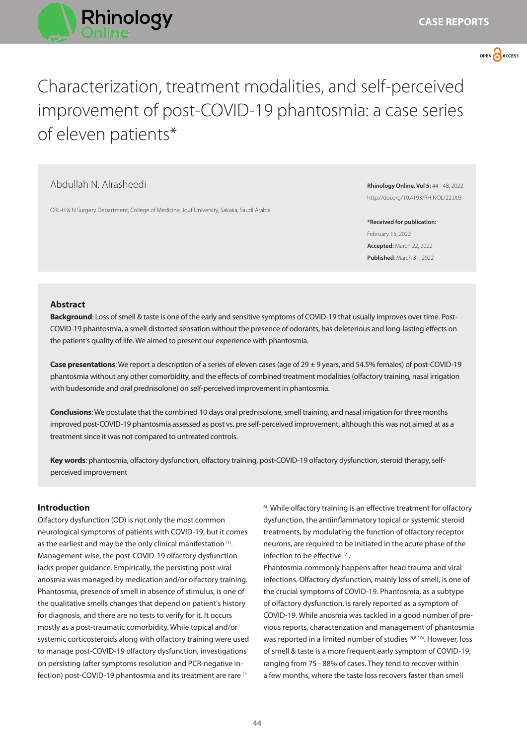# Characterization, treatment modalities, and self-perceived improvement of post-COVID-19 phantosmia: a case series of eleven patients*

Abdullah N. Alrasheedi

ORL-H & N Surgery Department, College of Medicine, Jouf University, Sakaka, Saudi Arabia

**Rhinology Online, Vol 5:** 44 - 48, 2022
http://doi.org/10.4193/RHINOL/22.003

***Received for publication:** February 15, 2022
**Accepted:** March 22, 2022
**Published**: March 31, 2022

## Abstract

**Background**: Loss of smell & taste is one of the early and sensitive symptoms of COVID-19 that usually improves over time. Post-COVID-19 phantosmia, a smell distorted sensation without the presence of odorants, has deleterious and long-lasting effects on the patient's quality of life. We aimed to present our experience with phantosmia.

**Case presentations**: We report a description of a series of eleven cases (age of 29 ± 9 years, and 54.5% females) of post-COVID-19 phantosmia without any other comorbidity, and the effects of combined treatment modalities (olfactory training, nasal irrigation with budesonide and oral prednisolone) on self-perceived improvement in phantosmia.

**Conclusions**: We postulate that the combined 10 days oral prednisolone, smell training, and nasal irrigation for three months improved post-COVID-19 phantosmia assessed as post vs. pre self-perceived improvement, although this was not aimed at as a treatment since it was not compared to untreated controls.

**Key words**: phantosmia, olfactory dysfunction, olfactory training, post-COVID-19 olfactory dysfunction, steroid therapy, self-perceived improvement

## Introduction

Olfactory dysfunction (OD) is not only the most common neurological symptoms of patients with COVID-19, but it comes as the earliest and may be the only clinical manifestation [1]. Management-wise, the post-COVID-19 olfactory dysfunction lacks proper guidance. Empirically, the persisting post-viral anosmia was managed by medication and/or olfactory training. Phantosmia, presence of smell in absence of stimulus, is one of the qualitative smells changes that depend on patient's history for diagnosis, and there are no tests to verify for it. It occurs mostly as a post-traumatic comorbidity. While topical and/or systemic corticosteroids along with olfactory training were used to manage post-COVID-19 olfactory dysfunction, investigations on persisting (after symptoms resolution and PCR-negative infection) post-COVID-19 phantosmia and its treatment are rare [1-6]. While olfactory training is an effective treatment for olfactory dysfunction, the antiinflammatory topical or systemic steroid treatments, by modulating the function of olfactory receptor neurons, are required to be initiated in the acute phase of the infection to be effective [7].

Phantosmia commonly happens after head trauma and viral infections. Olfactory dysfunction, mainly loss of smell, is one of the crucial symptoms of COVID-19. Phantosmia, as a subtype of olfactory dysfunction, is rarely reported as a symptom of COVID-19. While anosmia was tackled in a good number of previous reports, characterization and management of phantosmia was reported in a limited number of studies [6,8-10]. However, loss of smell & taste is a more frequent early symptom of COVID-19, ranging from 75 - 88% of cases. They tend to recover within a few months, where the taste loss recovers faster than smell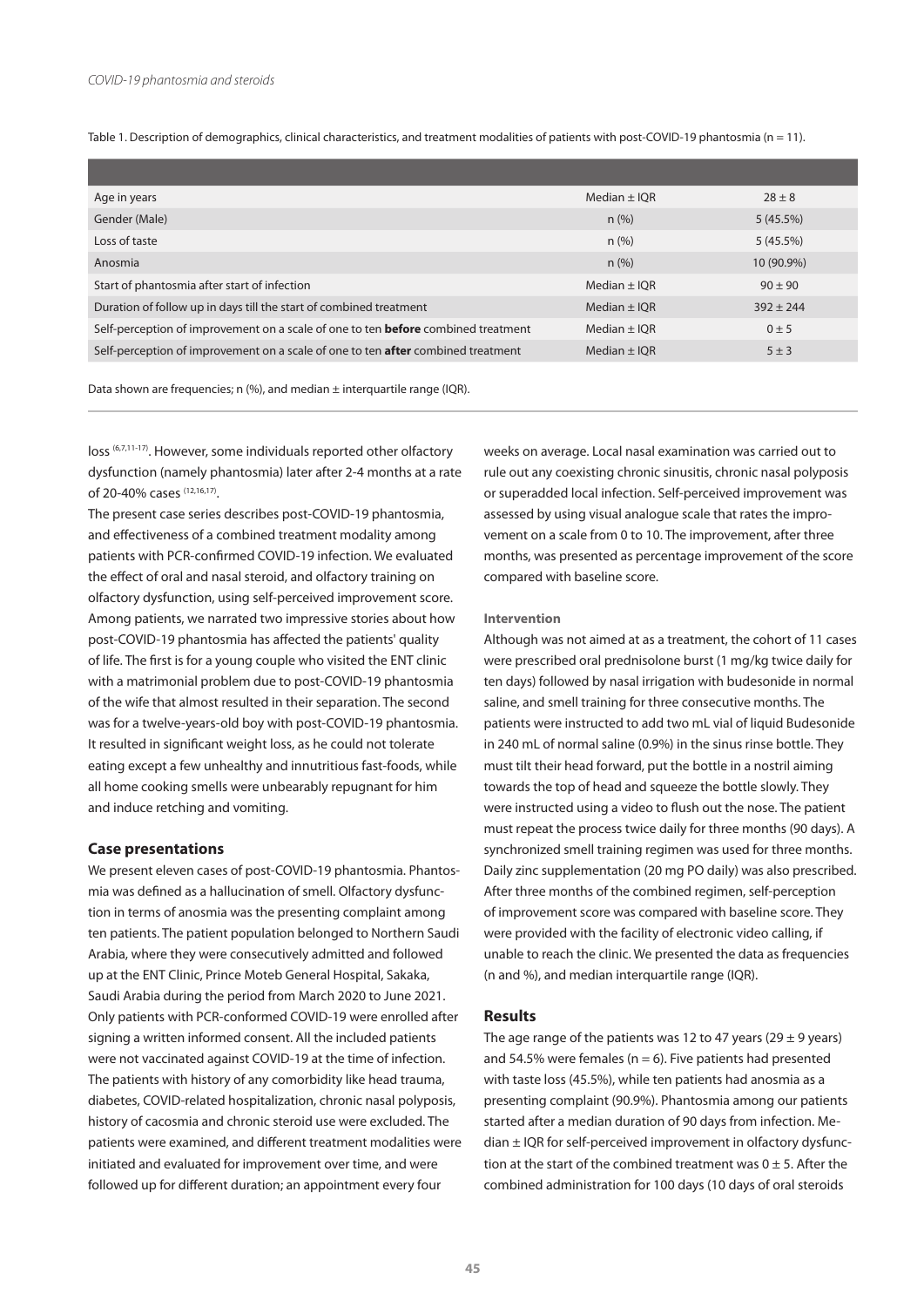Table 1. Description of demographics, clinical characteristics, and treatment modalities of patients with post-COVID-19 phantosmia (n = 11).

| | | |
|---|---|---|
| Age in years | Median ± IQR | 28 ± 8 |
| Gender (Male) | n (%) | 5 (45.5%) |
| Loss of taste | n (%) | 5 (45.5%) |
| Anosmia | n (%) | 10 (90.9%) |
| Start of phantosmia after start of infection | Median ± IQR | 90 ± 90 |
| Duration of follow up in days till the start of combined treatment | Median ± IQR | 392 ± 244 |
| Self-perception of improvement on a scale of one to ten **before** combined treatment | Median ± IQR | 0 ± 5 |
| Self-perception of improvement on a scale of one to ten **after** combined treatment | Median ± IQR | 5 ± 3 |

Data shown are frequencies; n (%), and median ± interquartile range (IQR).

loss [6,7,11-17]. However, some individuals reported other olfactory dysfunction (namely phantosmia) later after 2-4 months at a rate of 20-40% cases [12,16,17].

The present case series describes post-COVID-19 phantosmia, and effectiveness of a combined treatment modality among patients with PCR-confirmed COVID-19 infection. We evaluated the effect of oral and nasal steroid, and olfactory training on olfactory dysfunction, using self-perceived improvement score. Among patients, we narrated two impressive stories about how post-COVID-19 phantosmia has affected the patients' quality of life. The first is for a young couple who visited the ENT clinic with a matrimonial problem due to post-COVID-19 phantosmia of the wife that almost resulted in their separation. The second was for a twelve-years-old boy with post-COVID-19 phantosmia. It resulted in significant weight loss, as he could not tolerate eating except a few unhealthy and innutritious fast-foods, while all home cooking smells were unbearably repugnant for him and induce retching and vomiting.

## Case presentations

We present eleven cases of post-COVID-19 phantosmia. Phantosmia was defined as a hallucination of smell. Olfactory dysfunction in terms of anosmia was the presenting complaint among ten patients. The patient population belonged to Northern Saudi Arabia, where they were consecutively admitted and followed up at the ENT Clinic, Prince Moteb General Hospital, Sakaka, Saudi Arabia during the period from March 2020 to June 2021. Only patients with PCR-conformed COVID-19 were enrolled after signing a written informed consent. All the included patients were not vaccinated against COVID-19 at the time of infection. The patients with history of any comorbidity like head trauma, diabetes, COVID-related hospitalization, chronic nasal polyposis, history of cacosmia and chronic steroid use were excluded. The patients were examined, and different treatment modalities were initiated and evaluated for improvement over time, and were followed up for different duration; an appointment every four weeks on average. Local nasal examination was carried out to rule out any coexisting chronic sinusitis, chronic nasal polyposis or superadded local infection. Self-perceived improvement was assessed by using visual analogue scale that rates the improvement on a scale from 0 to 10. The improvement, after three months, was presented as percentage improvement of the score compared with baseline score.

### Intervention

Although was not aimed at as a treatment, the cohort of 11 cases were prescribed oral prednisolone burst (1 mg/kg twice daily for ten days) followed by nasal irrigation with budesonide in normal saline, and smell training for three consecutive months. The patients were instructed to add two mL vial of liquid Budesonide in 240 mL of normal saline (0.9%) in the sinus rinse bottle. They must tilt their head forward, put the bottle in a nostril aiming towards the top of head and squeeze the bottle slowly. They were instructed using a video to flush out the nose. The patient must repeat the process twice daily for three months (90 days). A synchronized smell training regimen was used for three months. Daily zinc supplementation (20 mg PO daily) was also prescribed. After three months of the combined regimen, self-perception of improvement score was compared with baseline score. They were provided with the facility of electronic video calling, if unable to reach the clinic. We presented the data as frequencies (n and %), and median interquartile range (IQR).

## Results

The age range of the patients was 12 to 47 years (29 ± 9 years) and 54.5% were females (n = 6). Five patients had presented with taste loss (45.5%), while ten patients had anosmia as a presenting complaint (90.9%). Phantosmia among our patients started after a median duration of 90 days from infection. Median ± IQR for self-perceived improvement in olfactory dysfunction at the start of the combined treatment was 0 ± 5. After the combined administration for 100 days (10 days of oral steroids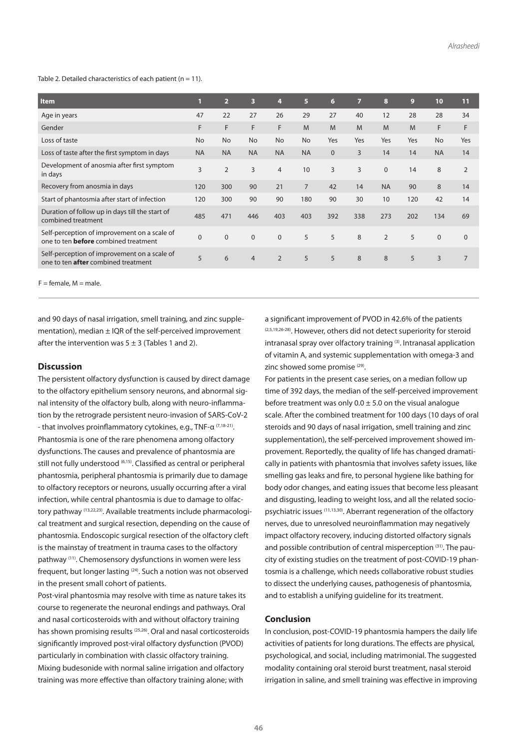Table 2. Detailed characteristics of each patient (n = 11).

| Item | 1 | 2 | 3 | 4 | 5 | 6 | 7 | 8 | 9 | 10 | 11 |
|---|---|---|---|---|---|---|---|---|---|---|---|
| Age in years | 47 | 22 | 27 | 26 | 29 | 27 | 40 | 12 | 28 | 28 | 34 |
| Gender | F | F | F | F | M | M | M | M | M | F | F |
| Loss of taste | No | No | No | No | No | Yes | Yes | Yes | Yes | No | Yes |
| Loss of taste after the first symptom in days | NA | NA | NA | NA | NA | 0 | 3 | 14 | 14 | NA | 14 |
| Development of anosmia after first symptom in days | 3 | 2 | 3 | 4 | 10 | 3 | 3 | 0 | 14 | 8 | 2 |
| Recovery from anosmia in days | 120 | 300 | 90 | 21 | 7 | 42 | 14 | NA | 90 | 8 | 14 |
| Start of phantosmia after start of infection | 120 | 300 | 90 | 90 | 180 | 90 | 30 | 10 | 120 | 42 | 14 |
| Duration of follow up in days till the start of combined treatment | 485 | 471 | 446 | 403 | 403 | 392 | 338 | 273 | 202 | 134 | 69 |
| Self-perception of improvement on a scale of one to ten **before** combined treatment | 0 | 0 | 0 | 0 | 5 | 5 | 8 | 2 | 5 | 0 | 0 |
| Self-perception of improvement on a scale of one to ten **after** combined treatment | 5 | 6 | 4 | 2 | 5 | 5 | 8 | 8 | 5 | 3 | 7 |

F = female, M = male.

and 90 days of nasal irrigation, smell training, and zinc supplementation), median ± IQR of the self-perceived improvement after the intervention was 5 ± 3 (Tables 1 and 2).

## Discussion

The persistent olfactory dysfunction is caused by direct damage to the olfactory epithelium sensory neurons, and abnormal signal intensity of the olfactory bulb, along with neuro-inflammation by the retrograde persistent neuro-invasion of SARS-CoV-2 - that involves proinflammatory cytokines, e.g., TNF-α [7,18-21]. Phantosmia is one of the rare phenomena among olfactory dysfunctions. The causes and prevalence of phantosmia are still not fully understood [6,15]. Classified as central or peripheral phantosmia, peripheral phantosmia is primarily due to damage to olfactory receptors or neurons, usually occurring after a viral infection, while central phantosmia is due to damage to olfactory pathway [13,22,23]. Available treatments include pharmacological treatment and surgical resection, depending on the cause of phantosmia. Endoscopic surgical resection of the olfactory cleft is the mainstay of treatment in trauma cases to the olfactory pathway [11]. Chemosensory dysfunctions in women were less frequent, but longer lasting [24]. Such a notion was not observed in the present small cohort of patients.

Post-viral phantosmia may resolve with time as nature takes its course to regenerate the neuronal endings and pathways. Oral and nasal corticosteroids with and without olfactory training has shown promising results [25,26]. Oral and nasal corticosteroids significantly improved post-viral olfactory dysfunction (PVOD) particularly in combination with classic olfactory training. Mixing budesonide with normal saline irrigation and olfactory training was more effective than olfactory training alone; with a significant improvement of PVOD in 42.6% of the patients [2,5,19,26-28]. However, others did not detect superiority for steroid intranasal spray over olfactory training [3]. Intranasal application of vitamin A, and systemic supplementation with omega-3 and zinc showed some promise [29].

For patients in the present case series, on a median follow up time of 392 days, the median of the self-perceived improvement before treatment was only 0.0 ± 5.0 on the visual analogue scale. After the combined treatment for 100 days (10 days of oral steroids and 90 days of nasal irrigation, smell training and zinc supplementation), the self-perceived improvement showed improvement. Reportedly, the quality of life has changed dramatically in patients with phantosmia that involves safety issues, like smelling gas leaks and fire, to personal hygiene like bathing for body odor changes, and eating issues that become less pleasant and disgusting, leading to weight loss, and all the related socio-psychiatric issues [11,13,30]. Aberrant regeneration of the olfactory nerves, due to unresolved neuroinflammation may negatively impact olfactory recovery, inducing distorted olfactory signals and possible contribution of central misperception [31]. The paucity of existing studies on the treatment of post-COVID-19 phantosmia is a challenge, which needs collaborative robust studies to dissect the underlying causes, pathogenesis of phantosmia, and to establish a unifying guideline for its treatment.

## Conclusion

In conclusion, post-COVID-19 phantosmia hampers the daily life activities of patients for long durations. The effects are physical, psychological, and social, including matrimonial. The suggested modality containing oral steroid burst treatment, nasal steroid irrigation in saline, and smell training was effective in improving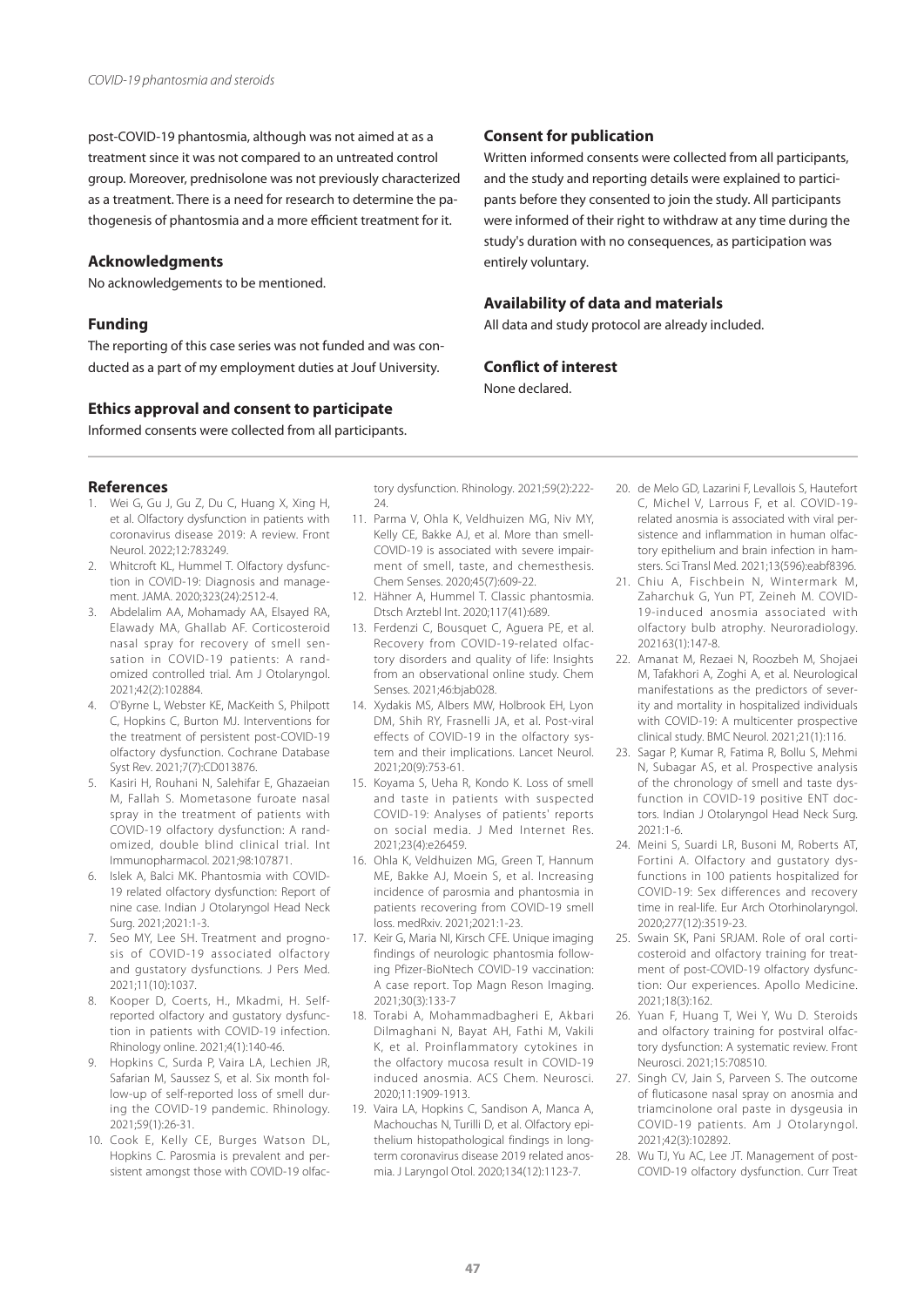post-COVID-19 phantosmia, although was not aimed at as a treatment since it was not compared to an untreated control group. Moreover, prednisolone was not previously characterized as a treatment. There is a need for research to determine the pathogenesis of phantosmia and a more efficient treatment for it.

## Acknowledgments

No acknowledgements to be mentioned.

## Funding

The reporting of this case series was not funded and was conducted as a part of my employment duties at Jouf University.

## Ethics approval and consent to participate

Informed consents were collected from all participants.

## Consent for publication

Written informed consents were collected from all participants, and the study and reporting details were explained to participants before they consented to join the study. All participants were informed of their right to withdraw at any time during the study's duration with no consequences, as participation was entirely voluntary.

## Availability of data and materials

All data and study protocol are already included.

## Conflict of interest

None declared.

## References

1. Wei G, Gu J, Gu Z, Du C, Huang X, Xing H, et al. Olfactory dysfunction in patients with coronavirus disease 2019: A review. Front Neurol. 2022;12:783249.
2. Whitcroft KL, Hummel T. Olfactory dysfunction in COVID-19: Diagnosis and management. JAMA. 2020;323(24):2512-4.
3. Abdelalim AA, Mohamady AA, Elsayed RA, Elawady MA, Ghallab AF. Corticosteroid nasal spray for recovery of smell sensation in COVID-19 patients: A randomized controlled trial. Am J Otolaryngol. 2021;42(2):102884.
4. O'Byrne L, Webster KE, MacKeith S, Philpott C, Hopkins C, Burton MJ. Interventions for the treatment of persistent post-COVID-19 olfactory dysfunction. Cochrane Database Syst Rev. 2021;7(7):CD013876.
5. Kasiri H, Rouhani N, Salehifar E, Ghazaeian M, Fallah S. Mometasone furoate nasal spray in the treatment of patients with COVID-19 olfactory dysfunction: A randomized, double blind clinical trial. Int Immunopharmacol. 2021;98:107871.
6. Islek A, Balci MK. Phantosmia with COVID-19 related olfactory dysfunction: Report of nine case. Indian J Otolaryngol Head Neck Surg. 2021;2021:1-3.
7. Seo MY, Lee SH. Treatment and prognosis of COVID-19 associated olfactory and gustatory dysfunctions. J Pers Med. 2021;11(10):1037.
8. Kooper D, Coerts, H., Mkadmi, H. Self-reported olfactory and gustatory dysfunction in patients with COVID-19 infection. Rhinology online. 2021;4(1):140-46.
9. Hopkins C, Surda P, Vaira LA, Lechien JR, Safarian M, Saussez S, et al. Six month follow-up of self-reported loss of smell during the COVID-19 pandemic. Rhinology. 2021;59(1):26-31.
10. Cook E, Kelly CE, Burges Watson DL, Hopkins C. Parosmia is prevalent and persistent amongst those with COVID-19 olfactory dysfunction. Rhinology. 2021;59(2):222-24.
11. Parma V, Ohla K, Veldhuizen MG, Niv MY, Kelly CE, Bakke AJ, et al. More than smell-COVID-19 is associated with severe impairment of smell, taste, and chemesthesis. Chem Senses. 2020;45(7):609-22.
12. Hähner A, Hummel T. Classic phantosmia. Dtsch Arztebl Int. 2020;117(41):689.
13. Ferdenzi C, Bousquet C, Aguera PE, et al. Recovery from COVID-19-related olfactory disorders and quality of life: Insights from an observational online study. Chem Senses. 2021;46:bjab028.
14. Xydakis MS, Albers MW, Holbrook EH, Lyon DM, Shih RY, Frasnelli JA, et al. Post-viral effects of COVID-19 in the olfactory system and their implications. Lancet Neurol. 2021;20(9):753-61.
15. Koyama S, Ueha R, Kondo K. Loss of smell and taste in patients with suspected COVID-19: Analyses of patients' reports on social media. J Med Internet Res. 2021;23(4):e26459.
16. Ohla K, Veldhuizen MG, Green T, Hannum ME, Bakke AJ, Moein S, et al. Increasing incidence of parosmia and phantosmia in patients recovering from COVID-19 smell loss. medRxiv. 2021;2021:1-23.
17. Keir G, Maria NI, Kirsch CFE. Unique imaging findings of neurologic phantosmia following Pfizer-BioNtech COVID-19 vaccination: A case report. Top Magn Reson Imaging. 2021;30(3):133-7
18. Torabi A, Mohammadbagheri E, Akbari Dilmaghani N, Bayat AH, Fathi M, Vakili K, et al. Proinflammatory cytokines in the olfactory mucosa result in COVID-19 induced anosmia. ACS Chem. Neurosci. 2020;11:1909-1913.
19. Vaira LA, Hopkins C, Sandison A, Manca A, Machouchas N, Turilli D, et al. Olfactory epithelium histopathological findings in long-term coronavirus disease 2019 related anosmia. J Laryngol Otol. 2020;134(12):1123-7.
20. de Melo GD, Lazarini F, Levallois S, Hautefort C, Michel V, Larrous F, et al. COVID-19-related anosmia is associated with viral persistence and inflammation in human olfactory epithelium and brain infection in hamsters. Sci Transl Med. 2021;13(596):eabf8396.
21. Chiu A, Fischbein N, Wintermark M, Zaharchuk G, Yun PT, Zeineh M. COVID-19-induced anosmia associated with olfactory bulb atrophy. Neuroradiology. 202163(1):147-8.
22. Amanat M, Rezaei N, Roozbeh M, Shojaei M, Tafakhori A, Zoghi A, et al. Neurological manifestations as the predictors of severity and mortality in hospitalized individuals with COVID-19: A multicenter prospective clinical study. BMC Neurol. 2021;21(1):116.
23. Sagar P, Kumar R, Fatima R, Bollu S, Mehmi N, Subagar AS, et al. Prospective analysis of the chronology of smell and taste dysfunction in COVID-19 positive ENT doctors. Indian J Otolaryngol Head Neck Surg. 2021:1-6.
24. Meini S, Suardi LR, Busoni M, Roberts AT, Fortini A. Olfactory and gustatory dysfunctions in 100 patients hospitalized for COVID-19: Sex differences and recovery time in real-life. Eur Arch Otorhinolaryngol. 2020;277(12):3519-23.
25. Swain SK, Pani SRJAM. Role of oral corticosteroid and olfactory training for treatment of post-COVID-19 olfactory dysfunction: Our experiences. Apollo Medicine. 2021;18(3):162.
26. Yuan F, Huang T, Wei Y, Wu D. Steroids and olfactory training for postviral olfactory dysfunction: A systematic review. Front Neurosci. 2021;15:708510.
27. Singh CV, Jain S, Parveen S. The outcome of fluticasone nasal spray on anosmia and triamcinolone oral paste in dysgeusia in COVID-19 patients. Am J Otolaryngol. 2021;42(3):102892.
28. Wu TJ, Yu AC, Lee JT. Management of post-COVID-19 olfactory dysfunction. Curr Treat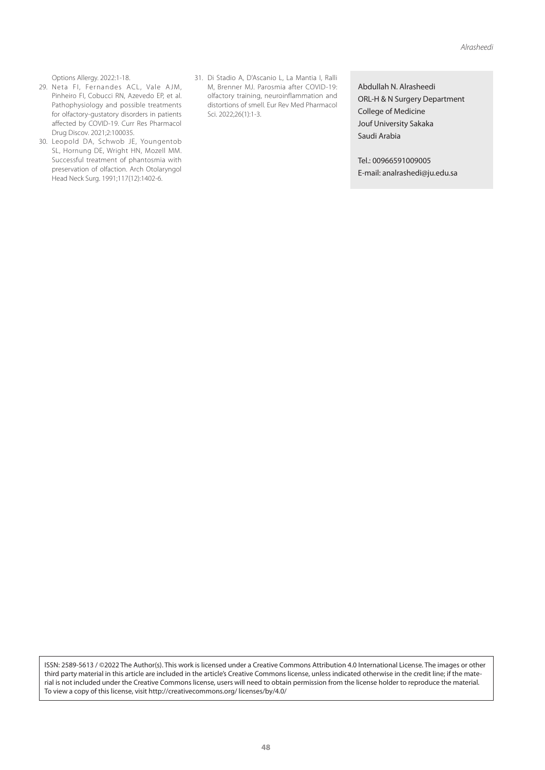Options Allergy. 2022:1-18.

29. Neta FI, Fernandes ACL, Vale AJM, Pinheiro FI, Cobucci RN, Azevedo EP, et al. Pathophysiology and possible treatments for olfactory-gustatory disorders in patients affected by COVID-19. Curr Res Pharmacol Drug Discov. 2021;2:100035.
30. Leopold DA, Schwob JE, Youngentob SL, Hornung DE, Wright HN, Mozell MM. Successful treatment of phantosmia with preservation of olfaction. Arch Otolaryngol Head Neck Surg. 1991;117(12):1402-6.
31. Di Stadio A, D'Ascanio L, La Mantia I, Ralli M, Brenner MJ. Parosmia after COVID-19: olfactory training, neuroinflammation and distortions of smell. Eur Rev Med Pharmacol Sci. 2022;26(1):1-3.

Abdullah N. Alrasheedi
ORL-H & N Surgery Department
College of Medicine
Jouf University Sakaka
Saudi Arabia

Tel.: 00966591009005
E-mail: analrashedi@ju.edu.sa

ISSN: 2589-5613 / ©2022 The Author(s). This work is licensed under a Creative Commons Attribution 4.0 International License. The images or other third party material in this article are included in the article's Creative Commons license, unless indicated otherwise in the credit line; if the material is not included under the Creative Commons license, users will need to obtain permission from the license holder to reproduce the material. To view a copy of this license, visit http://creativecommons.org/ licenses/by/4.0/